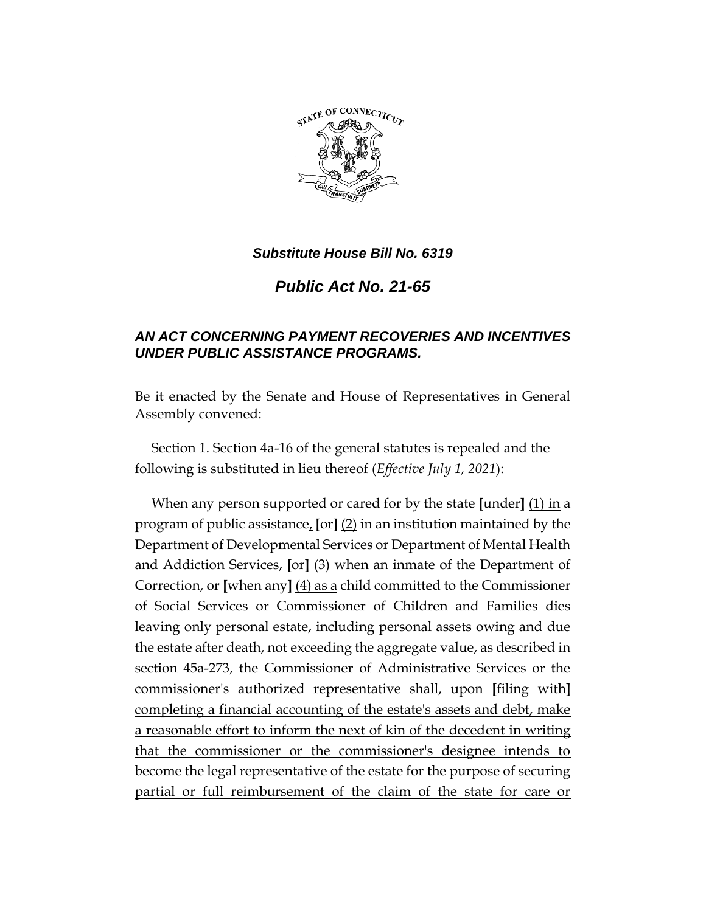*Substitute House Bill No. 6319*

# *Public Act No. 21-65*

## *AN ACT CONCERNING PAYMENT RECOVERIES AND INCENTIVES UNDER PUBLIC ASSISTANCE PROGRAMS.*

Be it enacted by the Senate and House of Representatives in General Assembly convened:

Section 1. Section 4a-16 of the general statutes is repealed and the following is substituted in lieu thereof (*Effective July 1, 2021*):

When any person supported or cared for by the state **[**under**]** (1) in a program of public assistance, **[**or**]** (2) in an institution maintained by the Department of Developmental Services or Department of Mental Health and Addiction Services, **[**or**]** (3) when an inmate of the Department of Correction, or **[**when any**]** (4) as a child committed to the Commissioner of Social Services or Commissioner of Children and Families dies leaving only personal estate, including personal assets owing and due the estate after death, not exceeding the aggregate value, as described in section 45a-273, the Commissioner of Administrative Services or the commissioner's authorized representative shall, upon **[**filing with**]** completing a financial accounting of the estate's assets and debt, make a reasonable effort to inform the next of kin of the decedent in writing that the commissioner or the commissioner's designee intends to become the legal representative of the estate for the purpose of securing partial or full reimbursement of the claim of the state for care or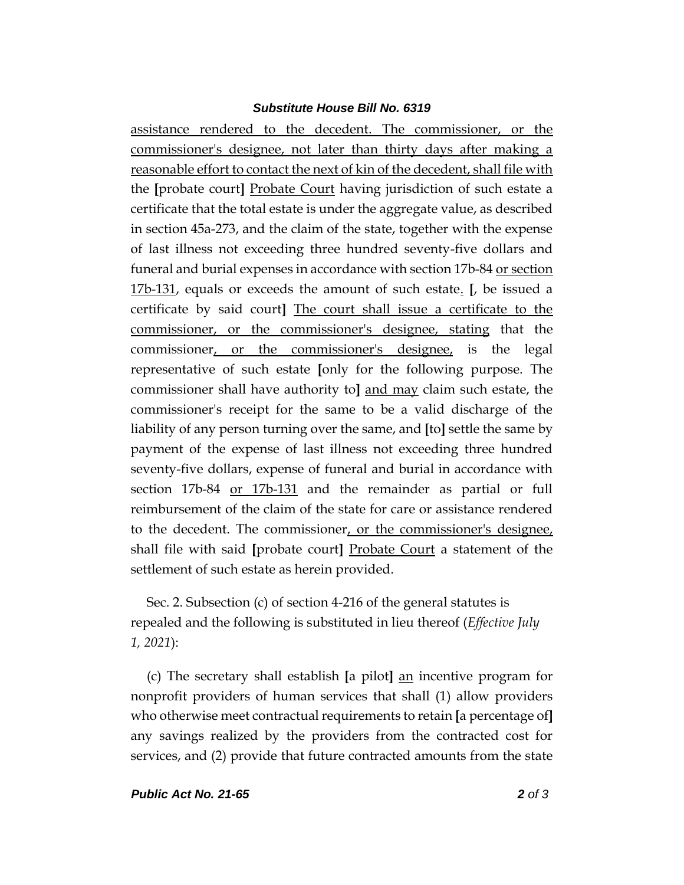assistance rendered to the decedent. The commissioner, or the commissioner's designee, not later than thirty days after making a reasonable effort to contact the next of kin of the decedent, shall file with the [probate court] Probate Court having jurisdiction of such estate a certificate that the total estate is under the aggregate value, as described in section 45a-273, and the claim of the state, together with the expense of last illness not exceeding three hundred seventy-five dollars and funeral and burial expenses in accordance with section 17b-84 or section 17b-131, equals or exceeds the amount of such estate. [, be issued a certificate by said court] The court shall issue a certificate to the commissioner, or the commissioner's designee, stating that the commissioner, or the commissioner's designee, is the legal representative of such estate [only for the following purpose. The commissioner shall have authority to] and may claim such estate, the commissioner's receipt for the same to be a valid discharge of the liability of any person turning over the same, and [to] settle the same by payment of the expense of last illness not exceeding three hundred seventy-five dollars, expense of funeral and burial in accordance with section 17b-84 or 17b-131 and the remainder as partial or full reimbursement of the claim of the state for care or assistance rendered to the decedent. The commissioner, or the commissioner's designee, shall file with said [probate court] Probate Court a statement of the settlement of such estate as herein provided.

Sec. 2. Subsection (c) of section 4-216 of the general statutes is repealed and the following is substituted in lieu thereof (*Effective July 1, 2021*):

(c) The secretary shall establish [a pilot] an incentive program for nonprofit providers of human services that shall (1) allow providers who otherwise meet contractual requirements to retain [a percentage of] any savings realized by the providers from the contracted cost for services, and (2) provide that future contracted amounts from the state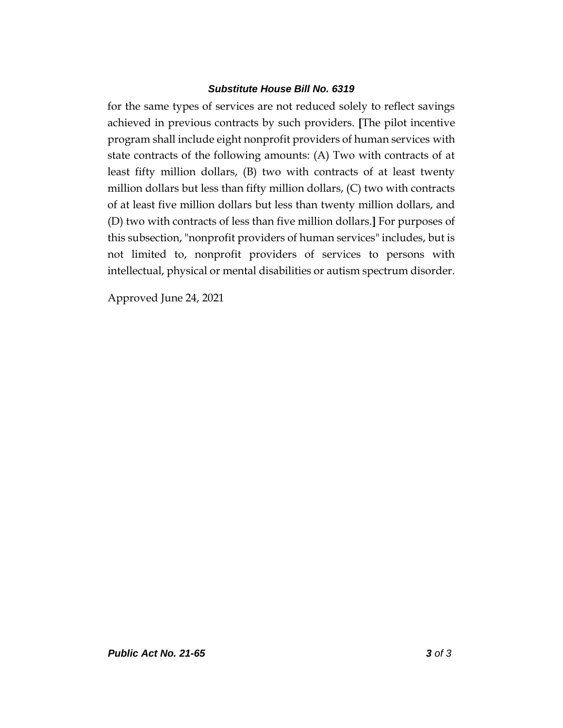for the same types of services are not reduced solely to reflect savings achieved in previous contracts by such providers. **[**The pilot incentive program shall include eight nonprofit providers of human services with state contracts of the following amounts: (A) Two with contracts of at least fifty million dollars, (B) two with contracts of at least twenty million dollars but less than fifty million dollars, (C) two with contracts of at least five million dollars but less than twenty million dollars, and (D) two with contracts of less than five million dollars.**]** For purposes of this subsection, "nonprofit providers of human services" includes, but is not limited to, nonprofit providers of services to persons with intellectual, physical or mental disabilities or autism spectrum disorder.

Approved June 24, 2021